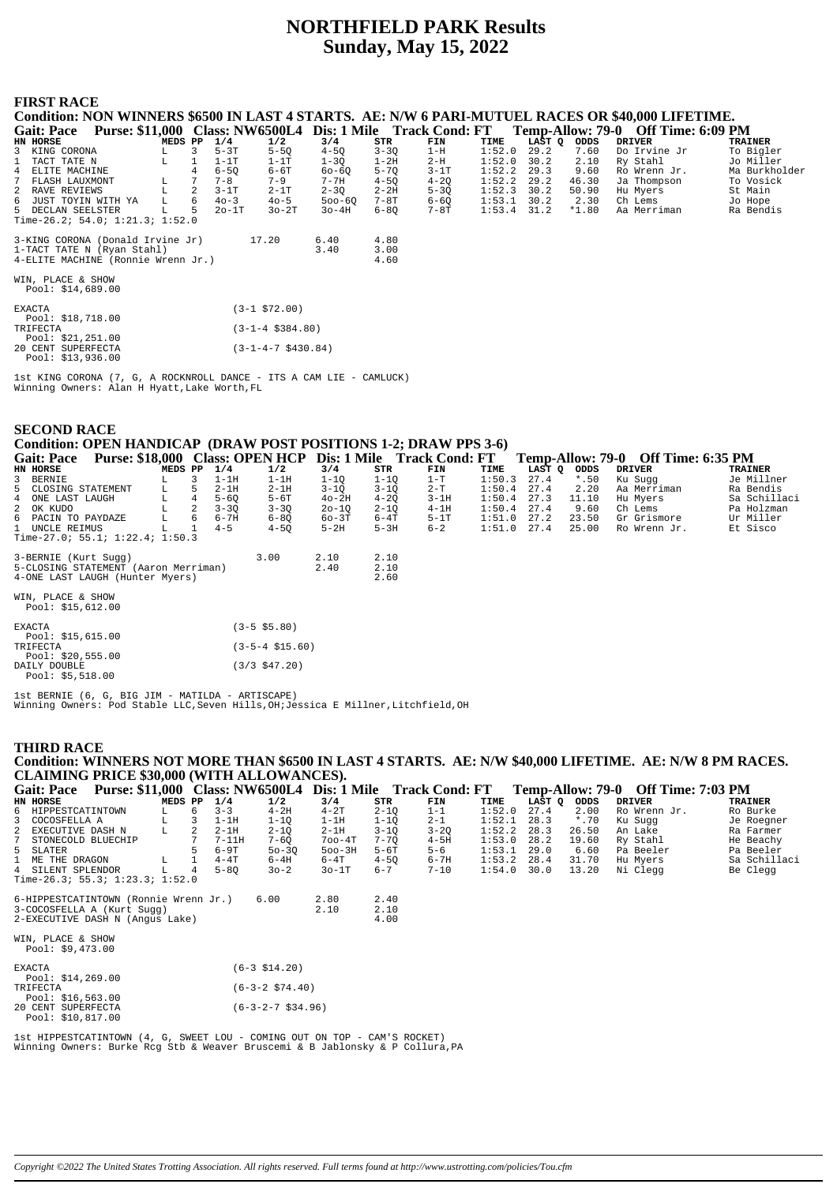# NORTHFIELD PARK Results
## Sunday, May 15, 2022

## FIRST RACE

**Condition: NON WINNERS $6500 IN LAST 4 STARTS. AE: N/W 6 PARI-MUTUEL RACES OR $40,000 LIFETIME.**

**Gait: Pace Purse: $11,000 Class: NW6500L4 Dis: 1 Mile Track Cond: FT Temp-Allow: 79-0 Off Time: 6:09 PM**

| HN | HORSE | MEDS | PP | 1/4 | 1/2 | 3/4 | STR | FIN | TIME | LAST Q | ODDS | DRIVER | TRAINER |
|---|---|---|---|---|---|---|---|---|---|---|---|---|---|
| 3 | KING CORONA | L | 3 | 5-3T | 5-5Q | 4-5Q | 3-3Q | 1-H | 1:52.0 | 29.2 | 7.60 | Do Irvine Jr | To Bigler |
| 1 | TACT TATE N | L | 1 | 1-1T | 1-1T | 1-3Q | 1-2H | 2-H | 1:52.0 | 30.2 | 2.10 | Ry Stahl | Jo Miller |
| 4 | ELITE MACHINE | | 4 | 6-5Q | 6-6T | 6o-6Q | 5-7Q | 3-1T | 1:52.2 | 29.3 | 9.60 | Ro Wrenn Jr. | Ma Burkholder |
| 7 | FLASH LAUXMONT | L | 7 | 7-8 | 7-9 | 7-7H | 4-5Q | 4-2Q | 1:52.2 | 29.2 | 46.30 | Ja Thompson | To Vosick |
| 2 | RAVE REVIEWS | L | 2 | 3-1T | 2-1T | 2-3Q | 2-2H | 5-3Q | 1:52.3 | 30.2 | 50.90 | Hu Myers | St Main |
| 6 | JUST TOYIN WITH YA | L | 6 | 4o-3 | 4o-5 | 5oo-6Q | 7-8T | 6-6Q | 1:53.1 | 30.2 | 2.30 | Ch Lems | Jo Hope |
| 5 | DECLAN SEELSTER | L | 5 | 2o-1T | 3o-2T | 3o-4H | 6-8Q | 7-8T | 1:53.4 | 31.2 | *1.80 | Aa Merriman | Ra Bendis |

Time-26.2; 54.0; 1:21.3; 1:52.0

| | | | |
|---|---|---|---|
| 3-KING CORONA (Donald Irvine Jr) | 17.20 | 6.40 | 4.80 |
| 1-TACT TATE N (Ryan Stahl) | | 3.40 | 3.00 |
| 4-ELITE MACHINE (Ronnie Wrenn Jr.) | | | 4.60 |

WIN, PLACE & SHOW
Pool: $14,689.00

EXACTA (3-1 $72.00)
Pool: $18,718.00
TRIFECTA (3-1-4 $384.80)
Pool: $21,251.00
20 CENT SUPERFECTA (3-1-4-7 $430.84)
Pool: $13,936.00

1st KING CORONA (7, G, A ROCKNROLL DANCE - ITS A CAM LIE - CAMLUCK)
Winning Owners: Alan H Hyatt,Lake Worth,FL

## SECOND RACE

**Condition: OPEN HANDICAP (DRAW POST POSITIONS 1-2; DRAW PPS 3-6)**

**Gait: Pace Purse: $18,000 Class: OPEN HCP Dis: 1 Mile Track Cond: FT Temp-Allow: 79-0 Off Time: 6:35 PM**

| HN | HORSE | MEDS | PP | 1/4 | 1/2 | 3/4 | STR | FIN | TIME | LAST Q | ODDS | DRIVER | TRAINER |
|---|---|---|---|---|---|---|---|---|---|---|---|---|---|
| 3 | BERNIE | L | 3 | 1-1H | 1-1H | 1-1Q | 1-1Q | 1-T | 1:50.3 | 27.4 | *.50 | Ku Sugg | Je Millner |
| 5 | CLOSING STATEMENT | L | 5 | 2-1H | 2-1H | 3-1Q | 3-1Q | 2-T | 1:50.4 | 27.4 | 2.20 | Aa Merriman | Ra Bendis |
| 4 | ONE LAST LAUGH | L | 4 | 5-6Q | 5-6T | 4o-2H | 4-2Q | 3-1H | 1:50.4 | 27.3 | 11.10 | Hu Myers | Sa Schillaci |
| 2 | OK KUDO | L | 2 | 3-3Q | 3-3Q | 2o-1Q | 2-1Q | 4-1H | 1:50.4 | 27.4 | 9.60 | Ch Lems | Pa Holzman |
| 6 | PACIN TO PAYDAZE | L | 6 | 6-7H | 6-8Q | 6o-3T | 6-4T | 5-1T | 1:51.0 | 27.2 | 23.50 | Gr Grismore | Ur Miller |
| 1 | UNCLE REIMUS | L | 1 | 4-5 | 4-5Q | 5-2H | 5-3H | 6-2 | 1:51.0 | 27.4 | 25.00 | Ro Wrenn Jr. | Et Sisco |

Time-27.0; 55.1; 1:22.4; 1:50.3

| | | | |
|---|---|---|---|
| 3-BERNIE (Kurt Sugg) | 3.00 | 2.10 | 2.10 |
| 5-CLOSING STATEMENT (Aaron Merriman) | | 2.40 | 2.10 |
| 4-ONE LAST LAUGH (Hunter Myers) | | | 2.60 |

WIN, PLACE & SHOW
Pool: $15,612.00

EXACTA (3-5 $5.80)
Pool: $15,615.00
TRIFECTA (3-5-4 $15.60)
Pool: $20,555.00
DAILY DOUBLE (3/3 $47.20)
Pool: $5,518.00

1st BERNIE (6, G, BIG JIM - MATILDA - ARTISCAPE)
Winning Owners: Pod Stable LLC,Seven Hills,OH;Jessica E Millner,Litchfield,OH

## THIRD RACE

**Condition: WINNERS NOT MORE THAN $6500 IN LAST 4 STARTS. AE: N/W $40,000 LIFETIME. AE: N/W 8 PM RACES. CLAIMING PRICE $30,000 (WITH ALLOWANCES).**

**Gait: Pace Purse: $11,000 Class: NW6500L4 Dis: 1 Mile Track Cond: FT Temp-Allow: 79-0 Off Time: 7:03 PM**

| HN | HORSE | MEDS | PP | 1/4 | 1/2 | 3/4 | STR | FIN | TIME | LAST Q | ODDS | DRIVER | TRAINER |
|---|---|---|---|---|---|---|---|---|---|---|---|---|---|
| 6 | HIPPESTCATINTOWN | L | 6 | 3-3 | 4-2H | 4-2T | 2-1Q | 1-1 | 1:52.0 | 27.4 | 2.00 | Ro Wrenn Jr. | Ro Burke |
| 3 | COCOSFELLA A | L | 3 | 1-1H | 1-1Q | 1-1H | 1-1Q | 2-1 | 1:52.1 | 28.3 | *.70 | Ku Sugg | Je Roegner |
| 2 | EXECUTIVE DASH N | L | 2 | 2-1H | 2-1Q | 2-1H | 3-1Q | 3-2Q | 1:52.2 | 28.3 | 26.50 | An Lake | Ra Farmer |
| 7 | STONECOLD BLUECHIP | | 7 | 7-11H | 7-6Q | 7oo-4T | 7-7Q | 4-5H | 1:53.0 | 28.2 | 19.60 | Ry Stahl | He Beachy |
| 5 | SLATER | | 5 | 6-9T | 5o-3Q | 5oo-3H | 5-6T | 5-6 | 1:53.1 | 29.0 | 6.60 | Pa Beeler | Pa Beeler |
| 1 | ME THE DRAGON | L | 1 | 4-4T | 6-4H | 6-4T | 4-5Q | 6-7H | 1:53.2 | 28.4 | 31.70 | Hu Myers | Sa Schillaci |
| 4 | SILENT SPLENDOR | L | 4 | 5-8Q | 3o-2 | 3o-1T | 6-7 | 7-10 | 1:54.0 | 30.0 | 13.20 | Ni Clegg | Be Clegg |

Time-26.3; 55.3; 1:23.3; 1:52.0

| | | | |
|---|---|---|---|
| 6-HIPPESTCATINTOWN (Ronnie Wrenn Jr.) | 6.00 | 2.80 | 2.40 |
| 3-COCOSFELLA A (Kurt Sugg) | | 2.10 | 2.10 |
| 2-EXECUTIVE DASH N (Angus Lake) | | | 4.00 |

WIN, PLACE & SHOW
Pool: $9,473.00

EXACTA (6-3 $14.20)
Pool: $14,269.00
TRIFECTA (6-3-2 $74.40)
Pool: $16,563.00
20 CENT SUPERFECTA (6-3-2-7 $34.96)
Pool: $10,817.00

1st HIPPESTCATINTOWN (4, G, SWEET LOU - COMING OUT ON TOP - CAM'S ROCKET)
Winning Owners: Burke Rcg Stb & Weaver Bruscemi & B Jablonsky & P Collura,PA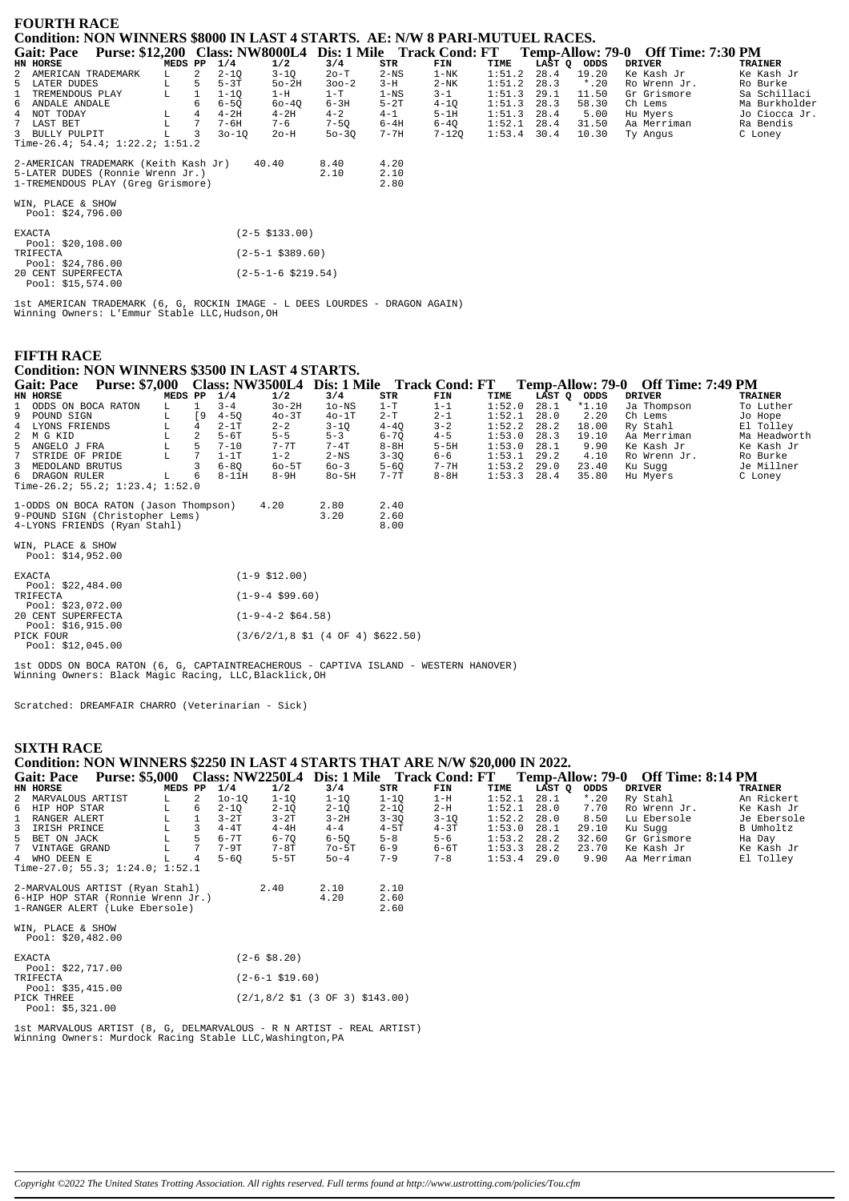## FOURTH RACE

**Condition: NON WINNERS $8000 IN LAST 4 STARTS. AE: N/W 8 PARI-MUTUEL RACES.**

**Gait: Pace Purse: $12,200 Class: NW8000L4 Dis: 1 Mile Track Cond: FT Temp-Allow: 79-0 Off Time: 7:30 PM**

| HN | HORSE | MEDS | PP | 1/4 | 1/2 | 3/4 | STR | FIN | TIME | LAST Q | ODDS | DRIVER | TRAINER |
|---|---|---|---|---|---|---|---|---|---|---|---|---|---|
| 2 | AMERICAN TRADEMARK | L | 2 | 2-1Q | 3-1Q | 2o-T | 2-NS | 1-NK | 1:51.2 | 28.4 | 19.20 | Ke Kash Jr | Ke Kash Jr |
| 5 | LATER DUDES | L | 5 | 5-3T | 5o-2H | 3oo-2 | 3-H | 2-NK | 1:51.2 | 28.3 | *.20 | Ro Wrenn Jr. | Ro Burke |
| 1 | TREMENDOUS PLAY | L | 1 | 1-1Q | 1-H | 1-T | 1-NS | 3-1 | 1:51.3 | 29.1 | 11.50 | Gr Grismore | Sa Schillaci |
| 6 | ANDALE ANDALE | | 6 | 6-5Q | 6o-4Q | 6-3H | 5-2T | 4-1Q | 1:51.3 | 28.3 | 58.30 | Ch Lems | Ma Burkholder |
| 4 | NOT TODAY | L | 4 | 4-2H | 4-2H | 4-2 | 4-1 | 5-1H | 1:51.3 | 28.4 | 5.00 | Hu Myers | Jo Ciocca Jr. |
| 7 | LAST BET | L | 7 | 7-6H | 7-6 | 7-5Q | 6-4H | 6-4Q | 1:52.1 | 28.4 | 31.50 | Aa Merriman | Ra Bendis |
| 3 | BULLY PULPIT | L | 3 | 3o-1Q | 2o-H | 5o-3Q | 7-7H | 7-12Q | 1:53.4 | 30.4 | 10.30 | Ty Angus | C Loney |

Time-26.4; 54.4; 1:22.2; 1:51.2

| | | | |
|---|---|---|---|
| 2-AMERICAN TRADEMARK (Keith Kash Jr) | 40.40 | 8.40 | 4.20 |
| 5-LATER DUDES (Ronnie Wrenn Jr.) | | 2.10 | 2.10 |
| 1-TREMENDOUS PLAY (Greg Grismore) | | | 2.80 |

WIN, PLACE & SHOW
Pool: $24,796.00

| | |
|---|---|
| EXACTA<br>Pool: $20,108.00 | (2-5 $133.00) |
| TRIFECTA<br>Pool: $24,786.00 | (2-5-1 $389.60) |
| 20 CENT SUPERFECTA<br>Pool: $15,574.00 | (2-5-1-6 $219.54) |

1st AMERICAN TRADEMARK (6, G, ROCKIN IMAGE - L DEES LOURDES - DRAGON AGAIN)
Winning Owners: L'Emmur Stable LLC,Hudson,OH

## FIFTH RACE

**Condition: NON WINNERS $3500 IN LAST 4 STARTS.**

**Gait: Pace Purse: $7,000 Class: NW3500L4 Dis: 1 Mile Track Cond: FT Temp-Allow: 79-0 Off Time: 7:49 PM**

| HN | HORSE | MEDS | PP | 1/4 | 1/2 | 3/4 | STR | FIN | TIME | LAST Q | ODDS | DRIVER | TRAINER |
|---|---|---|---|---|---|---|---|---|---|---|---|---|---|
| 1 | ODDS ON BOCA RATON | L | 1 | 3-4 | 3o-2H | 1o-NS | 1-T | 1-1 | 1:52.0 | 28.1 | *1.10 | Ja Thompson | To Luther |
| 9 | POUND SIGN | L | [9 | 4-5Q | 4o-3T | 4o-1T | 2-T | 2-1 | 1:52.1 | 28.0 | 2.20 | Ch Lems | Jo Hope |
| 4 | LYONS FRIENDS | L | 4 | 2-1T | 2-2 | 3-1Q | 4-4Q | 3-2 | 1:52.2 | 28.2 | 18.00 | Ry Stahl | El Tolley |
| 2 | M G KID | L | 2 | 5-6T | 5-5 | 5-3 | 6-7Q | 4-5 | 1:53.0 | 28.3 | 19.10 | Aa Merriman | Ma Headworth |
| 5 | ANGELO J FRA | L | 5 | 7-10 | 7-7T | 7-4T | 8-8H | 5-5H | 1:53.0 | 28.1 | 9.90 | Ke Kash Jr | Ke Kash Jr |
| 7 | STRIDE OF PRIDE | L | 7 | 1-1T | 1-2 | 2-NS | 3-3Q | 6-6 | 1:53.1 | 29.2 | 4.10 | Ro Wrenn Jr. | Ro Burke |
| 3 | MEDOLAND BRUTUS | | 3 | 6-8Q | 6o-5T | 6o-3 | 5-6Q | 7-7H | 1:53.2 | 29.0 | 23.40 | Ku Sugg | Je Millner |
| 6 | DRAGON RULER | L | 6 | 8-11H | 8-9H | 8o-5H | 7-7T | 8-8H | 1:53.3 | 28.4 | 35.80 | Hu Myers | C Loney |

Time-26.2; 55.2; 1:23.4; 1:52.0

| | | | |
|---|---|---|---|
| 1-ODDS ON BOCA RATON (Jason Thompson) | 4.20 | 2.80 | 2.40 |
| 9-POUND SIGN (Christopher Lems) | | 3.20 | 2.60 |
| 4-LYONS FRIENDS (Ryan Stahl) | | | 8.00 |

WIN, PLACE & SHOW
Pool: $14,952.00

| | |
|---|---|
| EXACTA<br>Pool: $22,484.00 | (1-9 $12.00) |
| TRIFECTA<br>Pool: $23,072.00 | (1-9-4 $99.60) |
| 20 CENT SUPERFECTA<br>Pool: $16,915.00 | (1-9-4-2 $64.58) |
| PICK FOUR<br>Pool: $12,045.00 | (3/6/2/1,8 $1 (4 OF 4) $622.50) |

1st ODDS ON BOCA RATON (6, G, CAPTAINTREACHEROUS - CAPTIVA ISLAND - WESTERN HANOVER)
Winning Owners: Black Magic Racing, LLC,Blacklick,OH

Scratched: DREAMFAIR CHARRO (Veterinarian - Sick)

## SIXTH RACE

**Condition: NON WINNERS $2250 IN LAST 4 STARTS THAT ARE N/W $20,000 IN 2022.**

**Gait: Pace Purse: $5,000 Class: NW2250L4 Dis: 1 Mile Track Cond: FT Temp-Allow: 79-0 Off Time: 8:14 PM**

| HN | HORSE | MEDS | PP | 1/4 | 1/2 | 3/4 | STR | FIN | TIME | LAST Q | ODDS | DRIVER | TRAINER |
|---|---|---|---|---|---|---|---|---|---|---|---|---|---|
| 2 | MARVALOUS ARTIST | L | 2 | 1o-1Q | 1-1Q | 1-1Q | 1-1Q | 1-H | 1:52.1 | 28.1 | *.20 | Ry Stahl | An Rickert |
| 6 | HIP HOP STAR | L | 6 | 2-1Q | 2-1Q | 2-1Q | 2-1Q | 2-H | 1:52.1 | 28.0 | 7.70 | Ro Wrenn Jr. | Ke Kash Jr |
| 1 | RANGER ALERT | L | 1 | 3-2T | 3-2T | 3-2H | 3-3Q | 3-1Q | 1:52.2 | 28.0 | 8.50 | Lu Ebersole | Je Ebersole |
| 3 | IRISH PRINCE | L | 3 | 4-4T | 4-4H | 4-4 | 4-5T | 4-3T | 1:53.0 | 28.1 | 29.10 | Ku Sugg | B Umholtz |
| 5 | BET ON JACK | L | 5 | 6-7T | 6-7Q | 6-5Q | 5-8 | 5-6 | 1:53.2 | 28.2 | 32.60 | Gr Grismore | Ha Day |
| 7 | VINTAGE GRAND | L | 7 | 7-9T | 7-8T | 7o-5T | 6-9 | 6-6T | 1:53.3 | 28.2 | 23.70 | Ke Kash Jr | Ke Kash Jr |
| 4 | WHO DEEN E | L | 4 | 5-6Q | 5-5T | 5o-4 | 7-9 | 7-8 | 1:53.4 | 29.0 | 9.90 | Aa Merriman | El Tolley |

Time-27.0; 55.3; 1:24.0; 1:52.1

| | | | |
|---|---|---|---|
| 2-MARVALOUS ARTIST (Ryan Stahl) | 2.40 | 2.10 | 2.10 |
| 6-HIP HOP STAR (Ronnie Wrenn Jr.) | | 4.20 | 2.60 |
| 1-RANGER ALERT (Luke Ebersole) | | | 2.60 |

WIN, PLACE & SHOW
Pool: $20,482.00

| | |
|---|---|
| EXACTA<br>Pool: $22,717.00 | (2-6 $8.20) |
| TRIFECTA<br>Pool: $35,415.00 | (2-6-1 $19.60) |
| PICK THREE<br>Pool: $5,321.00 | (2/1,8/2 $1 (3 OF 3) $143.00) |

1st MARVALOUS ARTIST (8, G, DELMARVALOUS - R N ARTIST - REAL ARTIST)
Winning Owners: Murdock Racing Stable LLC,Washington,PA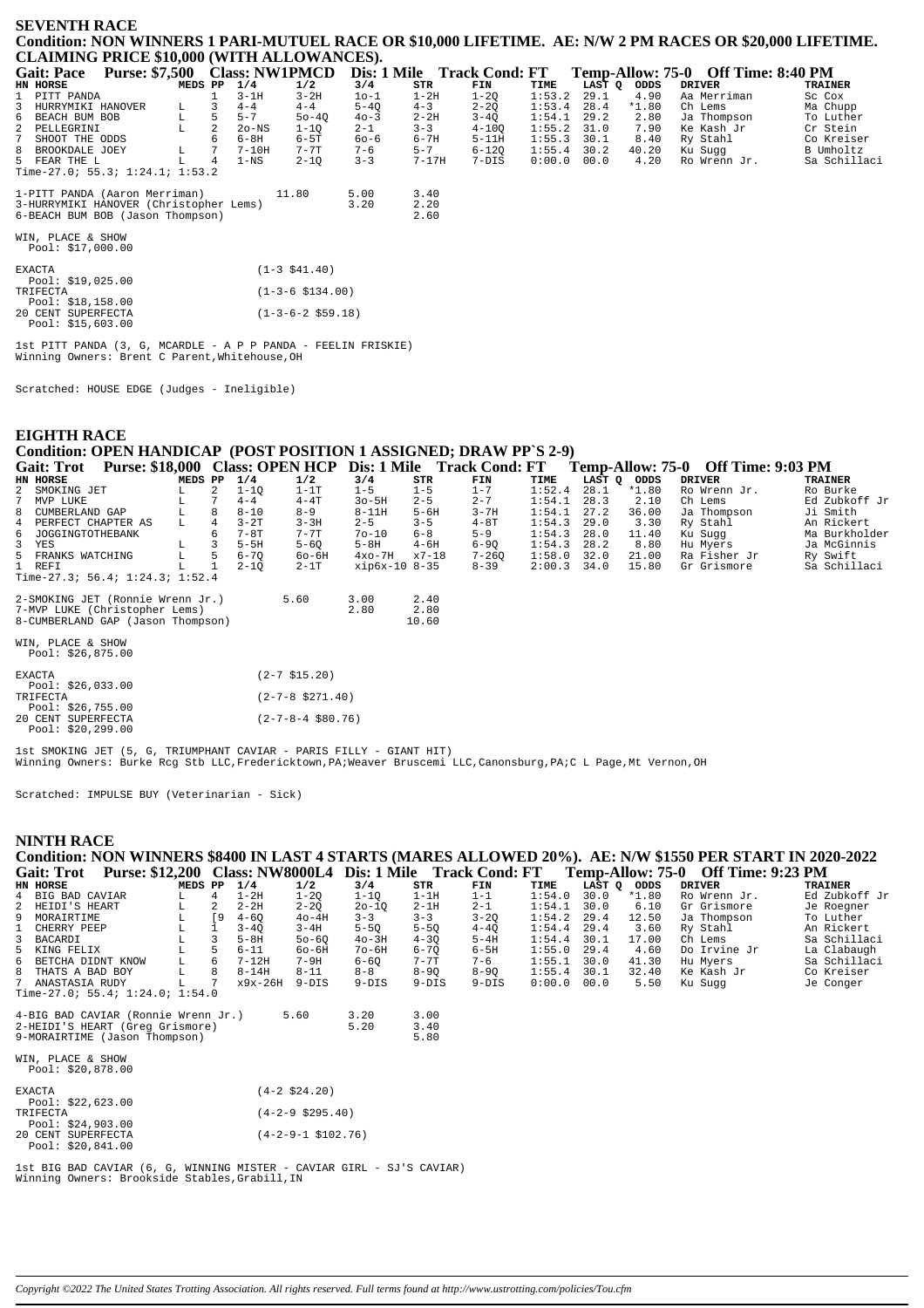## SEVENTH RACE

**Condition: NON WINNERS 1 PARI-MUTUEL RACE OR $10,000 LIFETIME. AE: N/W 2 PM RACES OR $20,000 LIFETIME. CLAIMING PRICE $10,000 (WITH ALLOWANCES).**

**Gait: Pace Purse: $7,500 Class: NW1PMCD Dis: 1 Mile Track Cond: FT Temp-Allow: 75-0 Off Time: 8:40 PM**

| HN | HORSE | MEDS | PP | 1/4 | 1/2 | 3/4 | STR | FIN | TIME | LAST Q | ODDS | DRIVER | TRAINER |
|---|---|---|---|---|---|---|---|---|---|---|---|---|---|
| 1 | PITT PANDA | | 1 | 3-1H | 3-2H | 1o-1 | 1-2H | 1-2Q | 1:53.2 | 29.1 | 4.90 | Aa Merriman | Sc Cox |
| 3 | HURRYMIKI HANOVER | L | 3 | 4-4 | 4-4 | 5-4Q | 4-3 | 2-2Q | 1:53.4 | 28.4 | *1.80 | Ch Lems | Ma Chupp |
| 6 | BEACH BUM BOB | L | 5 | 5-7 | 5o-4Q | 4o-3 | 2-2H | 3-4Q | 1:54.1 | 29.2 | 2.80 | Ja Thompson | To Luther |
| 2 | PELLEGRINI | L | 2 | 2o-NS | 1-1Q | 2-1 | 3-3 | 4-10Q | 1:55.2 | 31.0 | 7.90 | Ke Kash Jr | Cr Stein |
| 7 | SHOOT THE ODDS | | 6 | 6-8H | 6-5T | 6o-6 | 6-7H | 5-11H | 1:55.3 | 30.1 | 8.40 | Ry Stahl | Co Kreiser |
| 8 | BROOKDALE JOEY | L | 7 | 7-10H | 7-7T | 7-6 | 5-7 | 6-12Q | 1:55.4 | 30.2 | 40.20 | Ku Sugg | B Umholtz |
| 5 | FEAR THE L | L | 4 | 1-NS | 2-1Q | 3-3 | 7-17H | 7-DIS | 0:00.0 | 00.0 | 4.20 | Ro Wrenn Jr. | Sa Schillaci |

Time-27.0; 55.3; 1:24.1; 1:53.2

| | | | |
|---|---|---|---|
| 1-PITT PANDA (Aaron Merriman) | 11.80 | 5.00 | 3.40 |
| 3-HURRYMIKI HANOVER (Christopher Lems) | | 3.20 | 2.20 |
| 6-BEACH BUM BOB (Jason Thompson) | | | 2.60 |

WIN, PLACE & SHOW
Pool: $17,000.00

| | |
|---|---|
| EXACTA Pool: $19,025.00 | (1-3 $41.40) |
| TRIFECTA Pool: $18,158.00 | (1-3-6 $134.00) |
| 20 CENT SUPERFECTA Pool: $15,603.00 | (1-3-6-2 $59.18) |

1st PITT PANDA (3, G, MCARDLE - A P P PANDA - FEELIN FRISKIE)
Winning Owners: Brent C Parent,Whitehouse,OH

Scratched: HOUSE EDGE (Judges - Ineligible)

## EIGHTH RACE

**Condition: OPEN HANDICAP (POST POSITION 1 ASSIGNED; DRAW PP`S 2-9)**

**Gait: Trot Purse: $18,000 Class: OPEN HCP Dis: 1 Mile Track Cond: FT Temp-Allow: 75-0 Off Time: 9:03 PM**

| HN | HORSE | MEDS | PP | 1/4 | 1/2 | 3/4 | STR | FIN | TIME | LAST Q | ODDS | DRIVER | TRAINER |
|---|---|---|---|---|---|---|---|---|---|---|---|---|---|
| 2 | SMOKING JET | L | 2 | 1-1Q | 1-1T | 1-5 | 1-5 | 1-7 | 1:52.4 | 28.1 | *1.80 | Ro Wrenn Jr. | Ro Burke |
| 7 | MVP LUKE | L | 7 | 4-4 | 4-4T | 3o-5H | 2-5 | 2-7 | 1:54.1 | 28.3 | 2.10 | Ch Lems | Ed Zubkoff Jr |
| 8 | CUMBERLAND GAP | L | 8 | 8-10 | 8-9 | 8-11H | 5-6H | 3-7H | 1:54.1 | 27.2 | 36.00 | Ja Thompson | Ji Smith |
| 4 | PERFECT CHAPTER AS | L | 4 | 3-2T | 3-3H | 2-5 | 3-5 | 4-8T | 1:54.3 | 29.0 | 3.30 | Ry Stahl | An Rickert |
| 6 | JOGGINGTOTHEBANK | | 6 | 7-8T | 7-7T | 7o-10 | 6-8 | 5-9 | 1:54.3 | 28.0 | 11.40 | Ku Sugg | Ma Burkholder |
| 3 | YES | L | 3 | 5-5H | 5-6Q | 5-8H | 4-6H | 6-9Q | 1:54.3 | 28.2 | 8.80 | Hu Myers | Ja McGinnis |
| 5 | FRANKS WATCHING | L | 5 | 6-7Q | 6o-6H | 4xo-7H | x7-18 | 7-26Q | 1:58.0 | 32.0 | 21.00 | Ra Fisher Jr | Ry Swift |
| 1 | REFI | L | 1 | 2-1Q | 2-1T | xip6x-10 | 8-35 | 8-39 | 2:00.3 | 34.0 | 15.80 | Gr Grismore | Sa Schillaci |

Time-27.3; 56.4; 1:24.3; 1:52.4

| | | | |
|---|---|---|---|
| 2-SMOKING JET (Ronnie Wrenn Jr.) | 5.60 | 3.00 | 2.40 |
| 7-MVP LUKE (Christopher Lems) | | 2.80 | 2.80 |
| 8-CUMBERLAND GAP (Jason Thompson) | | | 10.60 |

WIN, PLACE & SHOW
Pool: $26,875.00

| | |
|---|---|
| EXACTA Pool: $26,033.00 | (2-7 $15.20) |
| TRIFECTA Pool: $26,755.00 | (2-7-8 $271.40) |
| 20 CENT SUPERFECTA Pool: $20,299.00 | (2-7-8-4 $80.76) |

1st SMOKING JET (5, G, TRIUMPHANT CAVIAR - PARIS FILLY - GIANT HIT)
Winning Owners: Burke Rcg Stb LLC,Fredericktown,PA;Weaver Bruscemi LLC,Canonsburg,PA;C L Page,Mt Vernon,OH

Scratched: IMPULSE BUY (Veterinarian - Sick)

## NINTH RACE

**Condition: NON WINNERS $8400 IN LAST 4 STARTS (MARES ALLOWED 20%). AE: N/W $1550 PER START IN 2020-2022**

**Gait: Trot Purse: $12,200 Class: NW8000L4 Dis: 1 Mile Track Cond: FT Temp-Allow: 75-0 Off Time: 9:23 PM**

| HN | HORSE | MEDS | PP | 1/4 | 1/2 | 3/4 | STR | FIN | TIME | LAST Q | ODDS | DRIVER | TRAINER |
|---|---|---|---|---|---|---|---|---|---|---|---|---|---|
| 4 | BIG BAD CAVIAR | L | 4 | 1-2H | 1-2Q | 1-1Q | 1-1H | 1-1 | 1:54.0 | 30.0 | *1.80 | Ro Wrenn Jr. | Ed Zubkoff Jr |
| 2 | HEIDI'S HEART | L | 2 | 2-2H | 2-2Q | 2o-1Q | 2-1H | 2-1 | 1:54.1 | 30.0 | 6.10 | Gr Grismore | Je Roegner |
| 9 | MORAIRTIME | L | [9 | 4-6Q | 4o-4H | 3-3 | 3-3 | 3-2Q | 1:54.2 | 29.4 | 12.50 | Ja Thompson | To Luther |
| 1 | CHERRY PEEP | L | 1 | 3-4Q | 3-4H | 5-5Q | 5-5Q | 4-4Q | 1:54.4 | 29.4 | 3.60 | Ry Stahl | An Rickert |
| 3 | BACARDI | L | 3 | 5-8H | 5o-6Q | 4o-3H | 4-3Q | 5-4H | 1:54.4 | 30.1 | 17.00 | Ch Lems | Sa Schillaci |
| 5 | KING FELIX | L | 5 | 6-11 | 6o-6H | 7o-6H | 6-7Q | 6-5H | 1:55.0 | 29.4 | 4.60 | Do Irvine Jr | La Clabaugh |
| 6 | BETCHA DIDNT KNOW | L | 6 | 7-12H | 7-9H | 6-6Q | 7-7T | 7-6 | 1:55.1 | 30.0 | 41.30 | Hu Myers | Sa Schillaci |
| 8 | THATS A BAD BOY | L | 8 | 8-14H | 8-11 | 8-8 | 8-9Q | 8-9Q | 1:55.4 | 30.1 | 32.40 | Ke Kash Jr | Co Kreiser |
| 7 | ANASTASIA RUDY | L | 7 | x9x-26H | 9-DIS | 9-DIS | 9-DIS | 9-DIS | 0:00.0 | 00.0 | 5.50 | Ku Sugg | Je Conger |

Time-27.0; 55.4; 1:24.0; 1:54.0

| | | | |
|---|---|---|---|
| 4-BIG BAD CAVIAR (Ronnie Wrenn Jr.) | 5.60 | 3.20 | 3.00 |
| 2-HEIDI'S HEART (Greg Grismore) | | 5.20 | 3.40 |
| 9-MORAIRTIME (Jason Thompson) | | | 5.80 |

WIN, PLACE & SHOW
Pool: $20,878.00

| | |
|---|---|
| EXACTA Pool: $22,623.00 | (4-2 $24.20) |
| TRIFECTA Pool: $24,903.00 | (4-2-9 $295.40) |
| 20 CENT SUPERFECTA Pool: $20,841.00 | (4-2-9-1 $102.76) |

1st BIG BAD CAVIAR (6, G, WINNING MISTER - CAVIAR GIRL - SJ'S CAVIAR)
Winning Owners: Brookside Stables,Grabill,IN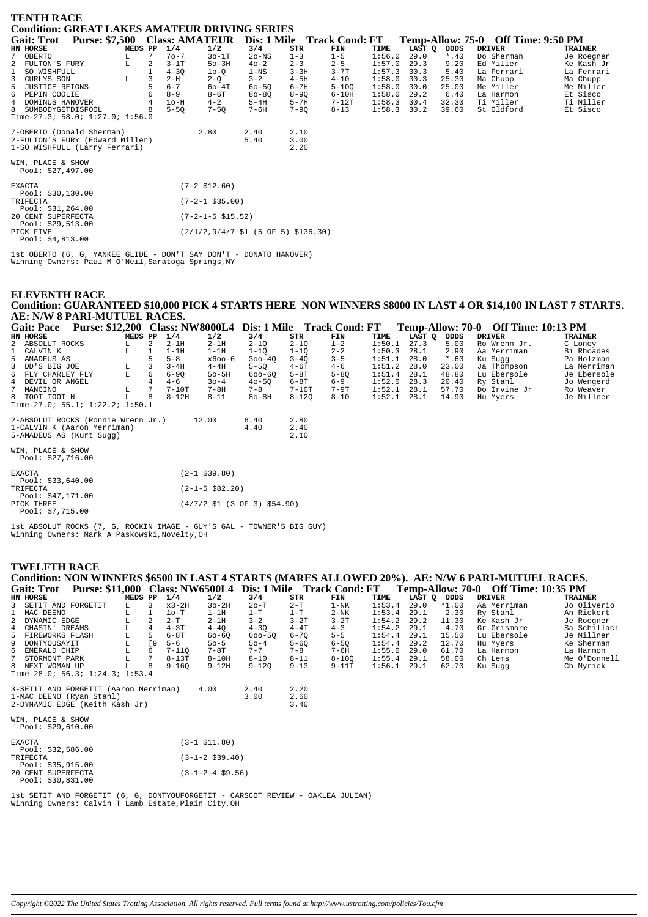## TENTH RACE

**Condition: GREAT LAKES AMATEUR DRIVING SERIES**

**Gait: Trot Purse: $7,500 Class: AMATEUR Dis: 1 Mile Track Cond: FT Temp-Allow: 75-0 Off Time: 9:50 PM**

| HN | HORSE | MEDS | PP | 1/4 | 1/2 | 3/4 | STR | FIN | TIME | LAST Q | ODDS | DRIVER | TRAINER |
|---|---|---|---|---|---|---|---|---|---|---|---|---|---|
| 7 | OBERTO | L | 7 | 7o-7 | 3o-1T | 2o-NS | 1-3 | 1-5 | 1:56.0 | 29.0 | *.40 | Do Sherman | Je Roegner |
| 2 | FULTON'S FURY | L | 2 | 3-1T | 5o-3H | 4o-2 | 2-3 | 2-5 | 1:57.0 | 29.3 | 9.20 | Ed Miller | Ke Kash Jr |
| 1 | SO WISHFULL | | 1 | 4-3Q | 1o-Q | 1-NS | 3-3H | 3-7T | 1:57.3 | 30.3 | 5.40 | La Ferrari | La Ferrari |
| 3 | CURLYS SON | L | 3 | 2-H | 2-Q | 3-2 | 4-5H | 4-10 | 1:58.0 | 30.3 | 25.30 | Ma Chupp | Ma Chupp |
| 5 | JUSTICE REIGNS | | 5 | 6-7 | 6o-4T | 6o-5Q | 6-7H | 5-10Q | 1:58.0 | 30.0 | 25.00 | Me Miller | Me Miller |
| 6 | PEPIN COOLIE | | 6 | 8-9 | 8-6T | 8o-8Q | 8-9Q | 6-10H | 1:58.0 | 29.2 | 6.40 | La Harmon | Et Sisco |
| 4 | DOMINUS HANOVER | | 4 | 1o-H | 4-2 | 5-4H | 5-7H | 7-12T | 1:58.3 | 30.4 | 32.30 | Ti Miller | Ti Miller |
| 8 | SUMBODYGETDISFOOL | | 8 | 5-5Q | 7-5Q | 7-6H | 7-9Q | 8-13 | 1:58.3 | 30.2 | 39.60 | St Oldford | Et Sisco |

Time-27.3; 58.0; 1:27.0; 1:56.0

| | | | |
|---|---|---|---|
| 7-OBERTO (Donald Sherman) | 2.80 | 2.40 | 2.10 |
| 2-FULTON'S FURY (Edward Miller) | | 5.40 | 3.00 |
| 1-SO WISHFULL (Larry Ferrari) | | | 2.20 |

WIN, PLACE & SHOW
Pool: $27,497.00

| | |
|---|---|
| EXACTA Pool: $30,130.00 | (7-2 $12.60) |
| TRIFECTA Pool: $31,264.00 | (7-2-1 $35.00) |
| 20 CENT SUPERFECTA Pool: $29,513.00 | (7-2-1-5 $15.52) |
| PICK FIVE Pool: $4,813.00 | (2/1/2,9/4/7 $1 (5 OF 5) $136.30) |

1st OBERTO (6, G, YANKEE GLIDE - DON'T SAY DON'T - DONATO HANOVER)
Winning Owners: Paul M O'Neil,Saratoga Springs,NY

## ELEVENTH RACE

**Condition: GUARANTEED $10,000 PICK 4 STARTS HERE NON WINNERS $8000 IN LAST 4 OR $14,100 IN LAST 7 STARTS. AE: N/W 8 PARI-MUTUEL RACES.**

**Gait: Pace Purse: $12,200 Class: NW8000L4 Dis: 1 Mile Track Cond: FT Temp-Allow: 70-0 Off Time: 10:13 PM**

| HN | HORSE | MEDS | PP | 1/4 | 1/2 | 3/4 | STR | FIN | TIME | LAST Q | ODDS | DRIVER | TRAINER |
|---|---|---|---|---|---|---|---|---|---|---|---|---|---|
| 2 | ABSOLUT ROCKS | L | 2 | 2-1H | 2-1H | 2-1Q | 2-1Q | 1-2 | 1:50.1 | 27.3 | 5.00 | Ro Wrenn Jr. | C Loney |
| 1 | CALVIN K | L | 1 | 1-1H | 1-1H | 1-1Q | 1-1Q | 2-2 | 1:50.3 | 28.1 | 2.90 | Aa Merriman | Bi Rhoades |
| 5 | AMADEUS AS | | 5 | 5-8 | x6oo-6 | 3oo-4Q | 3-4Q | 3-5 | 1:51.1 | 28.0 | *.60 | Ku Sugg | Pa Holzman |
| 3 | DD'S BIG JOE | L | 3 | 3-4H | 4-4H | 5-5Q | 4-6T | 4-6 | 1:51.2 | 28.0 | 23.00 | Ja Thompson | La Merriman |
| 6 | FLY CHARLEY FLY | L | 6 | 6-9Q | 5o-5H | 6oo-6Q | 5-8T | 5-8Q | 1:51.4 | 28.1 | 48.80 | Lu Ebersole | Je Ebersole |
| 4 | DEVIL OR ANGEL | | 4 | 4-6 | 3o-4 | 4o-5Q | 6-8T | 6-9 | 1:52.0 | 28.3 | 20.40 | Ry Stahl | Jo Wengerd |
| 7 | MANCINO | L | 7 | 7-10T | 7-8H | 7-8 | 7-10T | 7-9T | 1:52.1 | 28.1 | 57.70 | Do Irvine Jr | Ro Weaver |
| 8 | TOOT TOOT N | L | 8 | 8-12H | 8-11 | 8o-8H | 8-12Q | 8-10 | 1:52.1 | 28.1 | 14.90 | Hu Myers | Je Millner |

Time-27.0; 55.1; 1:22.2; 1:50.1

| | | | |
|---|---|---|---|
| 2-ABSOLUT ROCKS (Ronnie Wrenn Jr.) | 12.00 | 6.40 | 2.80 |
| 1-CALVIN K (Aaron Merriman) | | 4.40 | 2.40 |
| 5-AMADEUS AS (Kurt Sugg) | | | 2.10 |

WIN, PLACE & SHOW
Pool: $27,716.00

| | |
|---|---|
| EXACTA Pool: $33,640.00 | (2-1 $39.80) |
| TRIFECTA Pool: $47,171.00 | (2-1-5 $82.20) |
| PICK THREE Pool: $7,715.00 | (4/7/2 $1 (3 OF 3) $54.90) |

1st ABSOLUT ROCKS (7, G, ROCKIN IMAGE - GUY'S GAL - TOWNER'S BIG GUY)
Winning Owners: Mark A Paskowski,Novelty,OH

## TWELFTH RACE

**Condition: NON WINNERS $6500 IN LAST 4 STARTS (MARES ALLOWED 20%). AE: N/W 6 PARI-MUTUEL RACES.**

**Gait: Trot Purse: $11,000 Class: NW6500L4 Dis: 1 Mile Track Cond: FT Temp-Allow: 70-0 Off Time: 10:35 PM**

| HN | HORSE | MEDS | PP | 1/4 | 1/2 | 3/4 | STR | FIN | TIME | LAST Q | ODDS | DRIVER | TRAINER |
|---|---|---|---|---|---|---|---|---|---|---|---|---|---|
| 3 | SETIT AND FORGETIT | L | 3 | x3-2H | 3o-2H | 2o-T | 2-T | 1-NK | 1:53.4 | 29.0 | *1.00 | Aa Merriman | Jo Oliverio |
| 1 | MAC DEENO | L | 1 | 1o-T | 1-1H | 1-T | 1-T | 2-NK | 1:53.4 | 29.1 | 2.30 | Ry Stahl | An Rickert |
| 2 | DYNAMIC EDGE | L | 2 | 2-T | 2-1H | 3-2 | 3-2T | 3-2T | 1:54.2 | 29.2 | 11.30 | Ke Kash Jr | Je Roegner |
| 4 | CHASIN' DREAMS | L | 4 | 4-3T | 4-4Q | 4-3Q | 4-4T | 4-3 | 1:54.2 | 29.1 | 4.70 | Gr Grismore | Sa Schillaci |
| 5 | FIREWORKS FLASH | L | 5 | 6-8T | 6o-6Q | 6oo-5Q | 6-7Q | 5-5 | 1:54.4 | 29.1 | 15.50 | Lu Ebersole | Je Millner |
| 9 | DONTYOUSAYIT | L | [9 | 5-6 | 5o-5 | 5o-4 | 5-6Q | 6-5Q | 1:54.4 | 29.2 | 12.70 | Hu Myers | Ke Sherman |
| 6 | EMERALD CHIP | L | 6 | 7-11Q | 7-8T | 7-7 | 7-8 | 7-6H | 1:55.0 | 29.0 | 61.70 | La Harmon | La Harmon |
| 7 | STORMONT PARK | L | 7 | 8-13T | 8-10H | 8-10 | 8-11 | 8-10Q | 1:55.4 | 29.1 | 58.00 | Ch Lems | Me O'Donnell |
| 8 | NEXT WOMAN UP | L | 8 | 9-16Q | 9-12H | 9-12Q | 9-13 | 9-11T | 1:56.1 | 29.1 | 62.70 | Ku Sugg | Ch Myrick |

Time-28.0; 56.3; 1:24.3; 1:53.4

| | | | |
|---|---|---|---|
| 3-SETIT AND FORGETIT (Aaron Merriman) | 4.00 | 2.40 | 2.20 |
| 1-MAC DEENO (Ryan Stahl) | | 3.00 | 2.60 |
| 2-DYNAMIC EDGE (Keith Kash Jr) | | | 3.40 |

WIN, PLACE & SHOW
Pool: $29,610.00

| | |
|---|---|
| EXACTA Pool: $32,586.00 | (3-1 $11.80) |
| TRIFECTA Pool: $35,915.00 | (3-1-2 $39.40) |
| 20 CENT SUPERFECTA Pool: $30,831.00 | (3-1-2-4 $9.56) |

1st SETIT AND FORGETIT (6, G, DONTYOUFORGETIT - CARSCOT REVIEW - OAKLEA JULIAN)
Winning Owners: Calvin T Lamb Estate,Plain City,OH

Copyright ©2022 The United States Trotting Association. All rights reserved. Full terms found at http://www.ustrotting.com/policies/Tou.cfm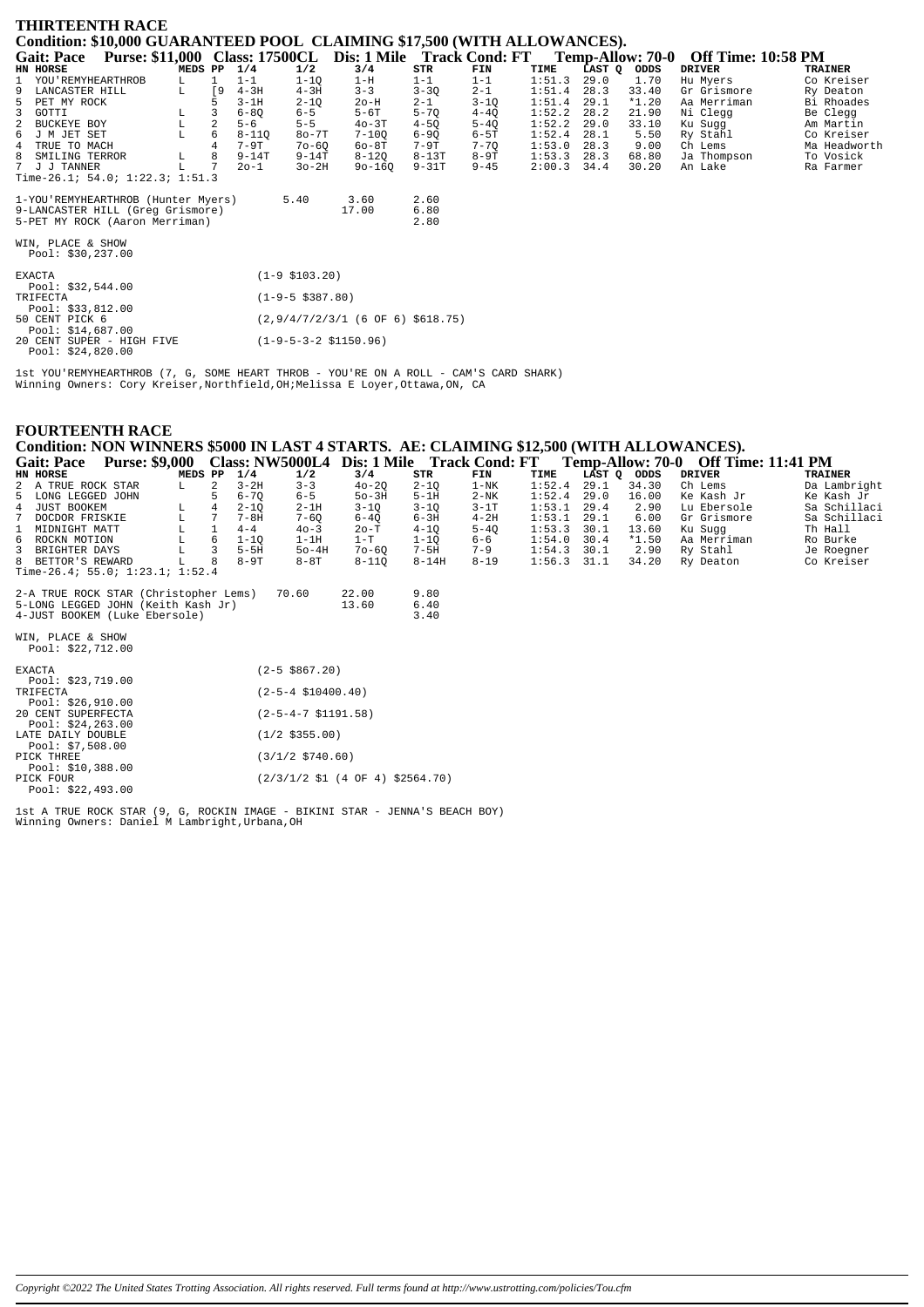## THIRTEENTH RACE

### Condition: $10,000 GUARANTEED POOL CLAIMING $17,500 (WITH ALLOWANCES).

**Gait: Pace Purse: $11,000 Class: 17500CL Dis: 1 Mile Track Cond: FT Temp-Allow: 70-0 Off Time: 10:58 PM**

| HN | HORSE | MEDS | PP | 1/4 | 1/2 | 3/4 | STR | FIN | TIME | LAST Q | ODDS | DRIVER | TRAINER |
|---|---|---|---|---|---|---|---|---|---|---|---|---|---|
| 1 | YOU'REMYHEARTHROB | L | 1 | 1-1 | 1-1Q | 1-H | 1-1 | 1-1 | 1:51.3 | 29.0 | 1.70 | Hu Myers | Co Kreiser |
| 9 | LANCASTER HILL | L | [9 | 4-3H | 4-3H | 3-3 | 3-3Q | 2-1 | 1:51.4 | 28.3 | 33.40 | Gr Grismore | Ry Deaton |
| 5 | PET MY ROCK | | 5 | 3-1H | 2-1Q | 2o-H | 2-1 | 3-1Q | 1:51.4 | 29.1 | *1.20 | Aa Merriman | Bi Rhoades |
| 3 | GOTTI | L | 3 | 6-8Q | 6-5 | 5-6T | 5-7Q | 4-4Q | 1:52.2 | 28.2 | 21.90 | Ni Clegg | Be Clegg |
| 2 | BUCKEYE BOY | L | 2 | 5-6 | 5-5 | 4o-3T | 4-5Q | 5-4Q | 1:52.2 | 29.0 | 33.10 | Ku Sugg | Am Martin |
| 6 | J M JET SET | L | 6 | 8-11Q | 8o-7T | 7-10Q | 6-9Q | 6-5T | 1:52.4 | 28.1 | 5.50 | Ry Stahl | Co Kreiser |
| 4 | TRUE TO MACH | | 4 | 7-9T | 7o-6Q | 6o-8T | 7-9T | 7-7Q | 1:53.0 | 28.3 | 9.00 | Ch Lems | Ma Headworth |
| 8 | SMILING TERROR | L | 8 | 9-14T | 9-14T | 8-12Q | 8-13T | 8-9T | 1:53.3 | 28.3 | 68.80 | Ja Thompson | To Vosick |
| 7 | J J TANNER | L | 7 | 2o-1 | 3o-2H | 9o-16Q | 9-31T | 9-45 | 2:00.3 | 34.4 | 30.20 | An Lake | Ra Farmer |

Time-26.1; 54.0; 1:22.3; 1:51.3

| | | | |
|---|---|---|---|
| 1-YOU'REMYHEARTHROB (Hunter Myers) | 5.40 | 3.60 | 2.60 |
| 9-LANCASTER HILL (Greg Grismore) | | 17.00 | 6.80 |
| 5-PET MY ROCK (Aaron Merriman) | | | 2.80 |

WIN, PLACE & SHOW
Pool: $30,237.00

| | |
|---|---|
| EXACTA<br>Pool: $32,544.00 | (1-9 $103.20) |
| TRIFECTA<br>Pool: $33,812.00 | (1-9-5 $387.80) |
| 50 CENT PICK 6<br>Pool: $14,687.00 | (2,9/4/7/2/3/1 (6 OF 6) $618.75) |
| 20 CENT SUPER - HIGH FIVE<br>Pool: $24,820.00 | (1-9-5-3-2 $1150.96) |

1st YOU'REMYHEARTHROB (7, G, SOME HEART THROB - YOU'RE ON A ROLL - CAM'S CARD SHARK)
Winning Owners: Cory Kreiser,Northfield,OH;Melissa E Loyer,Ottawa,ON, CA

## FOURTEENTH RACE

### Condition: NON WINNERS $5000 IN LAST 4 STARTS. AE: CLAIMING $12,500 (WITH ALLOWANCES).

**Gait: Pace Purse: $9,000 Class: NW5000L4 Dis: 1 Mile Track Cond: FT Temp-Allow: 70-0 Off Time: 11:41 PM**

| HN | HORSE | MEDS | PP | 1/4 | 1/2 | 3/4 | STR | FIN | TIME | LAST Q | ODDS | DRIVER | TRAINER |
|---|---|---|---|---|---|---|---|---|---|---|---|---|---|
| 2 | A TRUE ROCK STAR | L | 2 | 3-2H | 3-3 | 4o-2Q | 2-1Q | 1-NK | 1:52.4 | 29.1 | 34.30 | Ch Lems | Da Lambright |
| 5 | LONG LEGGED JOHN | | 5 | 6-7Q | 6-5 | 5o-3H | 5-1H | 2-NK | 1:52.4 | 29.0 | 16.00 | Ke Kash Jr | Ke Kash Jr |
| 4 | JUST BOOKEM | L | 4 | 2-1Q | 2-1H | 3-1Q | 3-1Q | 3-1T | 1:53.1 | 29.4 | 2.90 | Lu Ebersole | Sa Schillaci |
| 7 | DOCDOR FRISKIE | L | 7 | 7-8H | 7-6Q | 6-4Q | 6-3H | 4-2H | 1:53.1 | 29.1 | 6.00 | Gr Grismore | Sa Schillaci |
| 1 | MIDNIGHT MATT | L | 1 | 4-4 | 4o-3 | 2o-T | 4-1Q | 5-4Q | 1:53.3 | 30.1 | 13.60 | Ku Sugg | Th Hall |
| 6 | ROCKN MOTION | L | 6 | 1-1Q | 1-1H | 1-T | 1-1Q | 6-6 | 1:54.0 | 30.4 | *1.50 | Aa Merriman | Ro Burke |
| 3 | BRIGHTER DAYS | L | 3 | 5-5H | 5o-4H | 7o-6Q | 7-5H | 7-9 | 1:54.3 | 30.1 | 2.90 | Ry Stahl | Je Roegner |
| 8 | BETTOR'S REWARD | L | 8 | 8-9T | 8-8T | 8-11Q | 8-14H | 8-19 | 1:56.3 | 31.1 | 34.20 | Ry Deaton | Co Kreiser |

Time-26.4; 55.0; 1:23.1; 1:52.4

| | | | |
|---|---|---|---|
| 2-A TRUE ROCK STAR (Christopher Lems) | 70.60 | 22.00 | 9.80 |
| 5-LONG LEGGED JOHN (Keith Kash Jr) | | 13.60 | 6.40 |
| 4-JUST BOOKEM (Luke Ebersole) | | | 3.40 |

WIN, PLACE & SHOW
Pool: $22,712.00

| | |
|---|---|
| EXACTA<br>Pool: $23,719.00 | (2-5 $867.20) |
| TRIFECTA<br>Pool: $26,910.00 | (2-5-4 $10400.40) |
| 20 CENT SUPERFECTA<br>Pool: $24,263.00 | (2-5-4-7 $1191.58) |
| LATE DAILY DOUBLE<br>Pool: $7,508.00 | (1/2 $355.00) |
| PICK THREE<br>Pool: $10,388.00 | (3/1/2 $740.60) |
| PICK FOUR<br>Pool: $22,493.00 | (2/3/1/2 $1 (4 OF 4) $2564.70) |

1st A TRUE ROCK STAR (9, G, ROCKIN IMAGE - BIKINI STAR - JENNA'S BEACH BOY)
Winning Owners: Daniel M Lambright,Urbana,OH